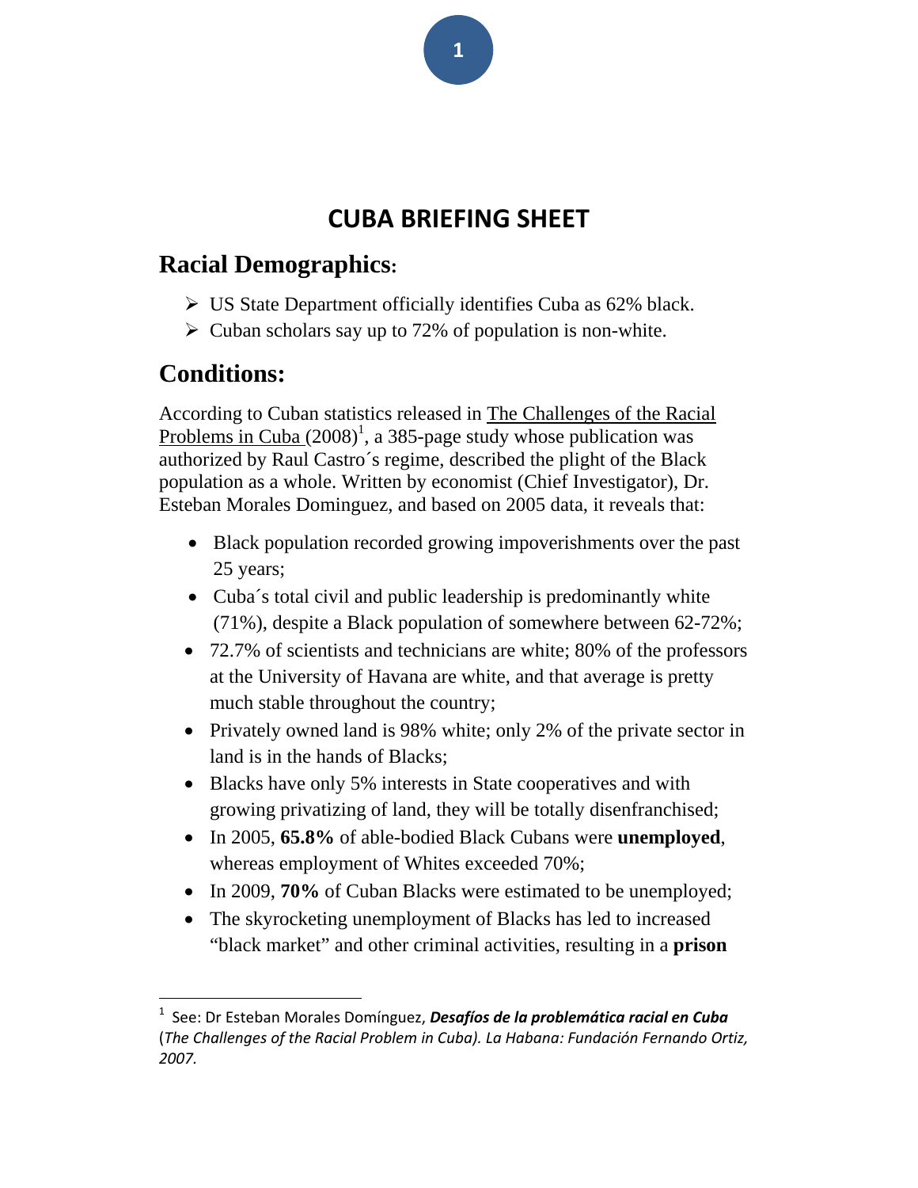# CUBA BRIEFING SHEET

## Racial Demographics:

- US State Department officially identifies Cuba as 62% black.
- Cuban scholars say up to 72% of population is non-white.

## Conditions:

According to Cuban statistics released in The Challenges of the Racial Problems in Cuba (2008)[1], a 385-page study whose publication was authorized by Raul Castro´s regime, described the plight of the Black population as a whole. Written by economist (Chief Investigator), Dr. Esteban Morales Dominguez, and based on 2005 data, it reveals that:

- Black population recorded growing impoverishments over the past 25 years;
- Cuba´s total civil and public leadership is predominantly white (71%), despite a Black population of somewhere between 62-72%;
- 72.7% of scientists and technicians are white; 80% of the professors at the University of Havana are white, and that average is pretty much stable throughout the country;
- Privately owned land is 98% white; only 2% of the private sector in land is in the hands of Blacks;
- Blacks have only 5% interests in State cooperatives and with growing privatizing of land, they will be totally disenfranchised;
- In 2005, **65.8%** of able-bodied Black Cubans were **unemployed**, whereas employment of Whites exceeded 70%;
- In 2009, **70%** of Cuban Blacks were estimated to be unemployed;
- The skyrocketing unemployment of Blacks has led to increased "black market" and other criminal activities, resulting in a **prison**

---

[1] See: Dr Esteban Morales Domínguez, ***Desafíos de la problemática racial en Cuba*** (*The Challenges of the Racial Problem in Cuba). La Habana: Fundación Fernando Ortiz, 2007.*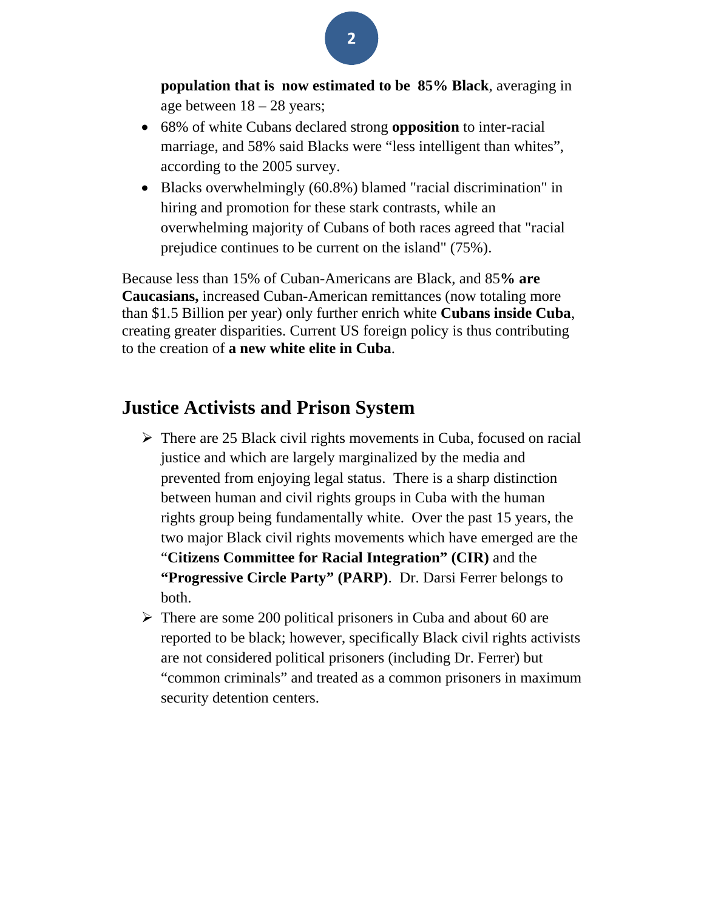**population that is now estimated to be 85% Black**, averaging in age between 18 – 28 years;

- 68% of white Cubans declared strong **opposition** to inter-racial marriage, and 58% said Blacks were "less intelligent than whites", according to the 2005 survey.
- Blacks overwhelmingly (60.8%) blamed "racial discrimination" in hiring and promotion for these stark contrasts, while an overwhelming majority of Cubans of both races agreed that "racial prejudice continues to be current on the island" (75%).

Because less than 15% of Cuban-Americans are Black, and 85**% are Caucasians,** increased Cuban-American remittances (now totaling more than $1.5 Billion per year) only further enrich white **Cubans inside Cuba**, creating greater disparities. Current US foreign policy is thus contributing to the creation of **a new white elite in Cuba**.

## Justice Activists and Prison System

- There are 25 Black civil rights movements in Cuba, focused on racial justice and which are largely marginalized by the media and prevented from enjoying legal status. There is a sharp distinction between human and civil rights groups in Cuba with the human rights group being fundamentally white. Over the past 15 years, the two major Black civil rights movements which have emerged are the "**Citizens Committee for Racial Integration" (CIR)** and the **"Progressive Circle Party" (PARP)**. Dr. Darsi Ferrer belongs to both.
- There are some 200 political prisoners in Cuba and about 60 are reported to be black; however, specifically Black civil rights activists are not considered political prisoners (including Dr. Ferrer) but "common criminals" and treated as a common prisoners in maximum security detention centers.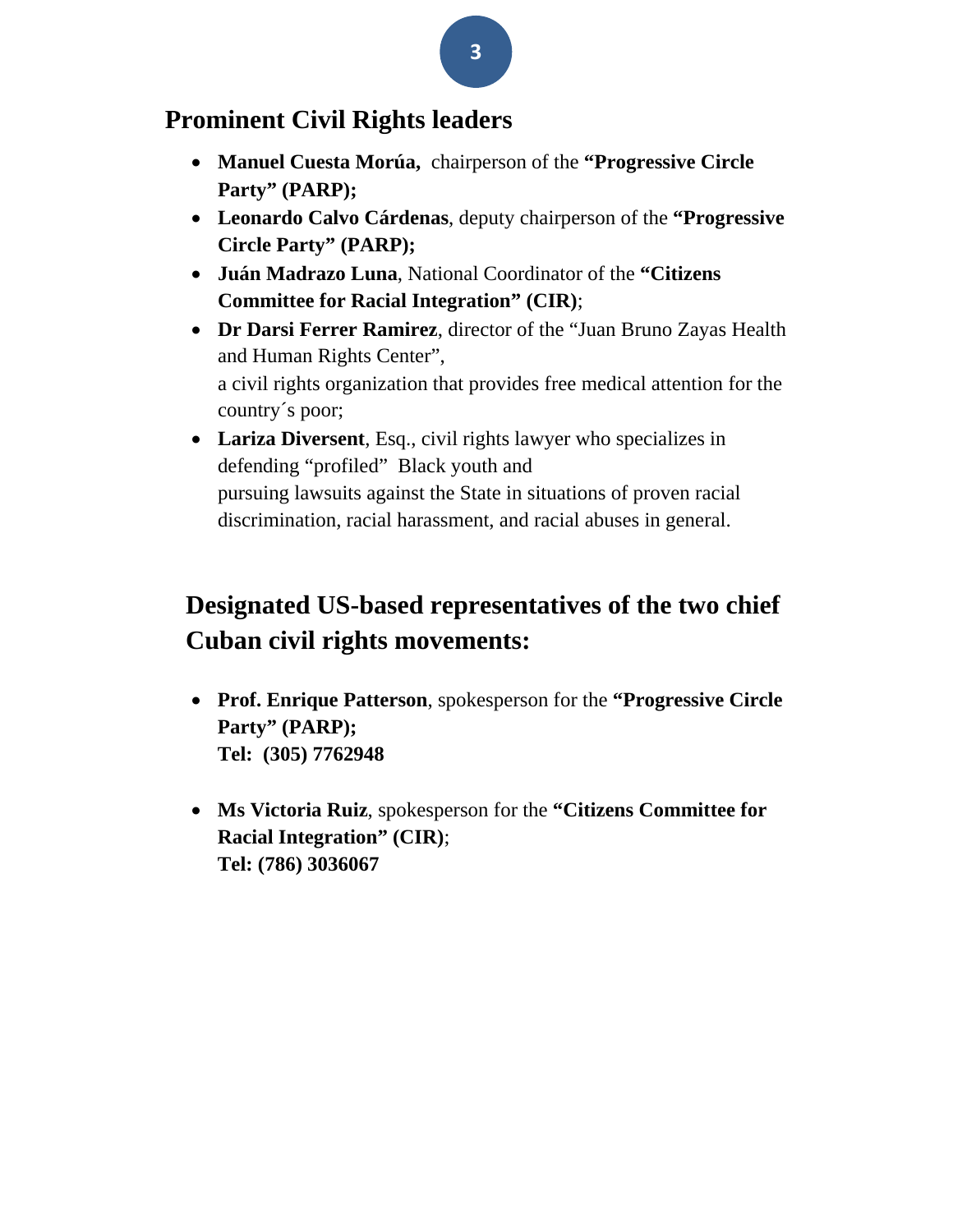## Prominent Civil Rights leaders

- **Manuel Cuesta Morúa,** chairperson of the **"Progressive Circle Party" (PARP);**
- **Leonardo Calvo Cárdenas**, deputy chairperson of the **"Progressive Circle Party" (PARP);**
- **Juán Madrazo Luna**, National Coordinator of the **"Citizens Committee for Racial Integration" (CIR)**;
- **Dr Darsi Ferrer Ramirez**, director of the "Juan Bruno Zayas Health and Human Rights Center",
  a civil rights organization that provides free medical attention for the country´s poor;
- **Lariza Diversent**, Esq., civil rights lawyer who specializes in defending "profiled" Black youth and
  pursuing lawsuits against the State in situations of proven racial discrimination, racial harassment, and racial abuses in general.

## Designated US-based representatives of the two chief Cuban civil rights movements:

- **Prof. Enrique Patterson**, spokesperson for the **"Progressive Circle Party" (PARP);**
  **Tel: (305) 7762948**

- **Ms Victoria Ruiz**, spokesperson for the **"Citizens Committee for Racial Integration" (CIR)**;
  **Tel: (786) 3036067**